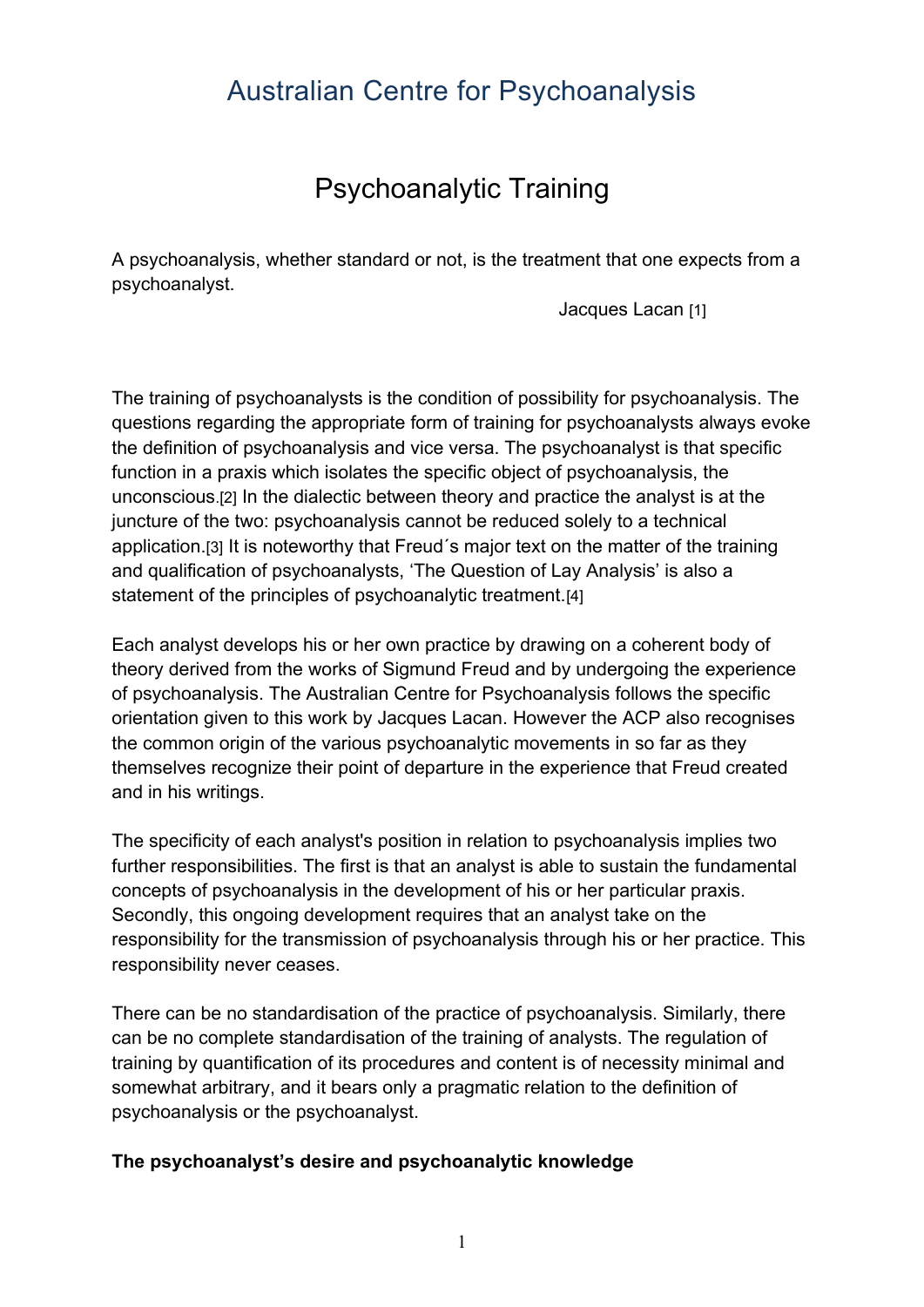# Australian Centre for Psychoanalysis

## Psychoanalytic Training

A psychoanalysis, whether standard or not, is the treatment that one expects from a psychoanalyst.

Jacques Lacan [1]

The training of psychoanalysts is the condition of possibility for psychoanalysis. The questions regarding the appropriate form of training for psychoanalysts always evoke the definition of psychoanalysis and vice versa. The psychoanalyst is that specific function in a praxis which isolates the specific object of psychoanalysis, the unconscious.[2] In the dialectic between theory and practice the analyst is at the juncture of the two: psychoanalysis cannot be reduced solely to a technical application.[3] It is noteworthy that Freud´s major text on the matter of the training and qualification of psychoanalysts, 'The Question of Lay Analysis' is also a statement of the principles of psychoanalytic treatment.[4]

Each analyst develops his or her own practice by drawing on a coherent body of theory derived from the works of Sigmund Freud and by undergoing the experience of psychoanalysis. The Australian Centre for Psychoanalysis follows the specific orientation given to this work by Jacques Lacan. However the ACP also recognises the common origin of the various psychoanalytic movements in so far as they themselves recognize their point of departure in the experience that Freud created and in his writings.

The specificity of each analyst's position in relation to psychoanalysis implies two further responsibilities. The first is that an analyst is able to sustain the fundamental concepts of psychoanalysis in the development of his or her particular praxis. Secondly, this ongoing development requires that an analyst take on the responsibility for the transmission of psychoanalysis through his or her practice. This responsibility never ceases.

There can be no standardisation of the practice of psychoanalysis. Similarly, there can be no complete standardisation of the training of analysts. The regulation of training by quantification of its procedures and content is of necessity minimal and somewhat arbitrary, and it bears only a pragmatic relation to the definition of psychoanalysis or the psychoanalyst.

**The psychoanalyst's desire and psychoanalytic knowledge**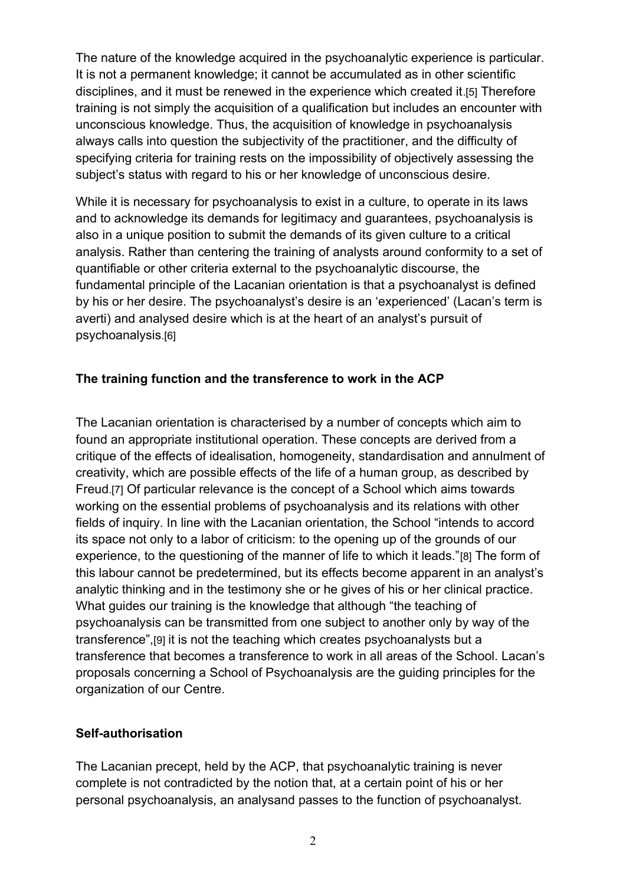The nature of the knowledge acquired in the psychoanalytic experience is particular. It is not a permanent knowledge; it cannot be accumulated as in other scientific disciplines, and it must be renewed in the experience which created it.[5] Therefore training is not simply the acquisition of a qualification but includes an encounter with unconscious knowledge. Thus, the acquisition of knowledge in psychoanalysis always calls into question the subjectivity of the practitioner, and the difficulty of specifying criteria for training rests on the impossibility of objectively assessing the subject's status with regard to his or her knowledge of unconscious desire.

While it is necessary for psychoanalysis to exist in a culture, to operate in its laws and to acknowledge its demands for legitimacy and guarantees, psychoanalysis is also in a unique position to submit the demands of its given culture to a critical analysis. Rather than centering the training of analysts around conformity to a set of quantifiable or other criteria external to the psychoanalytic discourse, the fundamental principle of the Lacanian orientation is that a psychoanalyst is defined by his or her desire. The psychoanalyst's desire is an 'experienced' (Lacan's term is averti) and analysed desire which is at the heart of an analyst's pursuit of psychoanalysis.[6]

**The training function and the transference to work in the ACP**

The Lacanian orientation is characterised by a number of concepts which aim to found an appropriate institutional operation. These concepts are derived from a critique of the effects of idealisation, homogeneity, standardisation and annulment of creativity, which are possible effects of the life of a human group, as described by Freud.[7] Of particular relevance is the concept of a School which aims towards working on the essential problems of psychoanalysis and its relations with other fields of inquiry. In line with the Lacanian orientation, the School "intends to accord its space not only to a labor of criticism: to the opening up of the grounds of our experience, to the questioning of the manner of life to which it leads."[8] The form of this labour cannot be predetermined, but its effects become apparent in an analyst's analytic thinking and in the testimony she or he gives of his or her clinical practice. What guides our training is the knowledge that although "the teaching of psychoanalysis can be transmitted from one subject to another only by way of the transference",[9] it is not the teaching which creates psychoanalysts but a transference that becomes a transference to work in all areas of the School. Lacan's proposals concerning a School of Psychoanalysis are the guiding principles for the organization of our Centre.

**Self-authorisation**

The Lacanian precept, held by the ACP, that psychoanalytic training is never complete is not contradicted by the notion that, at a certain point of his or her personal psychoanalysis, an analysand passes to the function of psychoanalyst.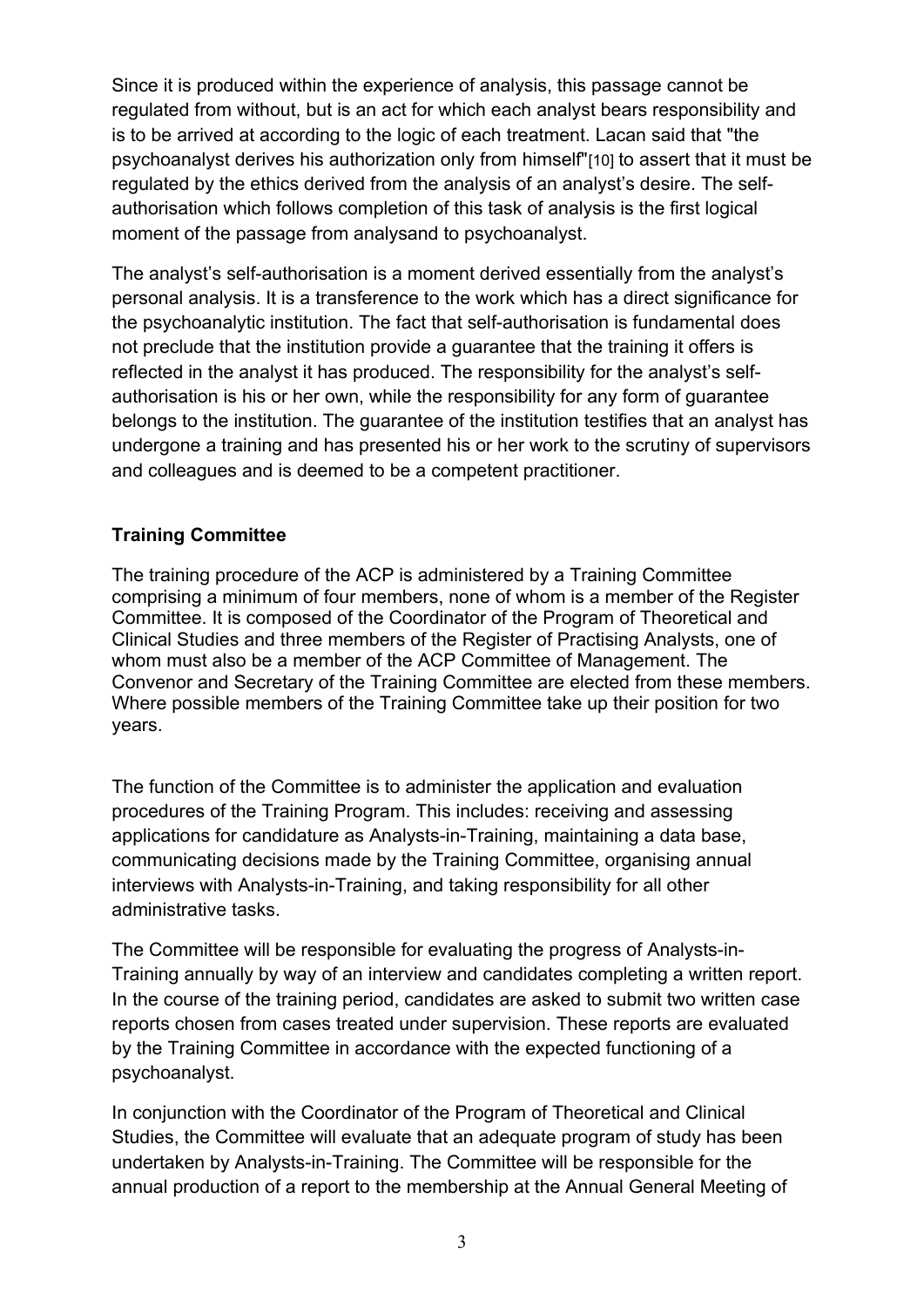Since it is produced within the experience of analysis, this passage cannot be regulated from without, but is an act for which each analyst bears responsibility and is to be arrived at according to the logic of each treatment. Lacan said that "the psychoanalyst derives his authorization only from himself"[10] to assert that it must be regulated by the ethics derived from the analysis of an analyst's desire. The self-authorisation which follows completion of this task of analysis is the first logical moment of the passage from analysand to psychoanalyst.

The analyst's self-authorisation is a moment derived essentially from the analyst's personal analysis. It is a transference to the work which has a direct significance for the psychoanalytic institution. The fact that self-authorisation is fundamental does not preclude that the institution provide a guarantee that the training it offers is reflected in the analyst it has produced. The responsibility for the analyst's self-authorisation is his or her own, while the responsibility for any form of guarantee belongs to the institution. The guarantee of the institution testifies that an analyst has undergone a training and has presented his or her work to the scrutiny of supervisors and colleagues and is deemed to be a competent practitioner.

**Training Committee**

The training procedure of the ACP is administered by a Training Committee comprising a minimum of four members, none of whom is a member of the Register Committee. It is composed of the Coordinator of the Program of Theoretical and Clinical Studies and three members of the Register of Practising Analysts, one of whom must also be a member of the ACP Committee of Management. The Convenor and Secretary of the Training Committee are elected from these members. Where possible members of the Training Committee take up their position for two years.

The function of the Committee is to administer the application and evaluation procedures of the Training Program. This includes: receiving and assessing applications for candidature as Analysts-in-Training, maintaining a data base, communicating decisions made by the Training Committee, organising annual interviews with Analysts-in-Training, and taking responsibility for all other administrative tasks.

The Committee will be responsible for evaluating the progress of Analysts-in-Training annually by way of an interview and candidates completing a written report. In the course of the training period, candidates are asked to submit two written case reports chosen from cases treated under supervision. These reports are evaluated by the Training Committee in accordance with the expected functioning of a psychoanalyst.

In conjunction with the Coordinator of the Program of Theoretical and Clinical Studies, the Committee will evaluate that an adequate program of study has been undertaken by Analysts-in-Training. The Committee will be responsible for the annual production of a report to the membership at the Annual General Meeting of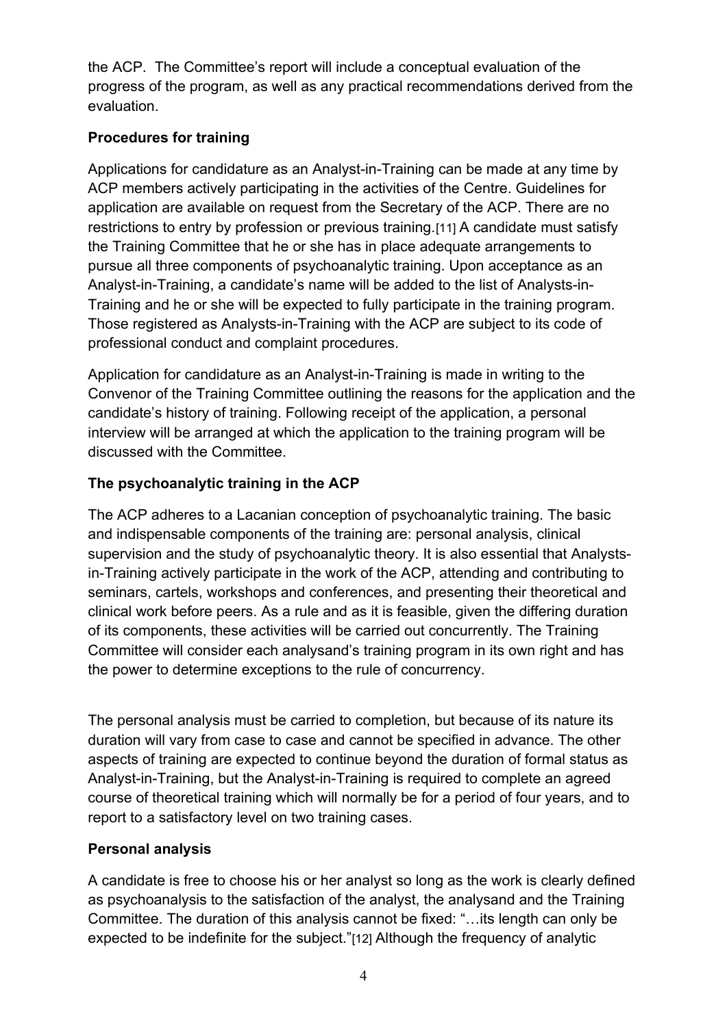the ACP. The Committee's report will include a conceptual evaluation of the progress of the program, as well as any practical recommendations derived from the evaluation.

**Procedures for training**

Applications for candidature as an Analyst-in-Training can be made at any time by ACP members actively participating in the activities of the Centre. Guidelines for application are available on request from the Secretary of the ACP. There are no restrictions to entry by profession or previous training.[11] A candidate must satisfy the Training Committee that he or she has in place adequate arrangements to pursue all three components of psychoanalytic training. Upon acceptance as an Analyst-in-Training, a candidate's name will be added to the list of Analysts-in-Training and he or she will be expected to fully participate in the training program. Those registered as Analysts-in-Training with the ACP are subject to its code of professional conduct and complaint procedures.

Application for candidature as an Analyst-in-Training is made in writing to the Convenor of the Training Committee outlining the reasons for the application and the candidate's history of training. Following receipt of the application, a personal interview will be arranged at which the application to the training program will be discussed with the Committee.

**The psychoanalytic training in the ACP**

The ACP adheres to a Lacanian conception of psychoanalytic training. The basic and indispensable components of the training are: personal analysis, clinical supervision and the study of psychoanalytic theory. It is also essential that Analysts-in-Training actively participate in the work of the ACP, attending and contributing to seminars, cartels, workshops and conferences, and presenting their theoretical and clinical work before peers. As a rule and as it is feasible, given the differing duration of its components, these activities will be carried out concurrently. The Training Committee will consider each analysand's training program in its own right and has the power to determine exceptions to the rule of concurrency.

The personal analysis must be carried to completion, but because of its nature its duration will vary from case to case and cannot be specified in advance. The other aspects of training are expected to continue beyond the duration of formal status as Analyst-in-Training, but the Analyst-in-Training is required to complete an agreed course of theoretical training which will normally be for a period of four years, and to report to a satisfactory level on two training cases.

**Personal analysis**

A candidate is free to choose his or her analyst so long as the work is clearly defined as psychoanalysis to the satisfaction of the analyst, the analysand and the Training Committee. The duration of this analysis cannot be fixed: "…its length can only be expected to be indefinite for the subject."[12] Although the frequency of analytic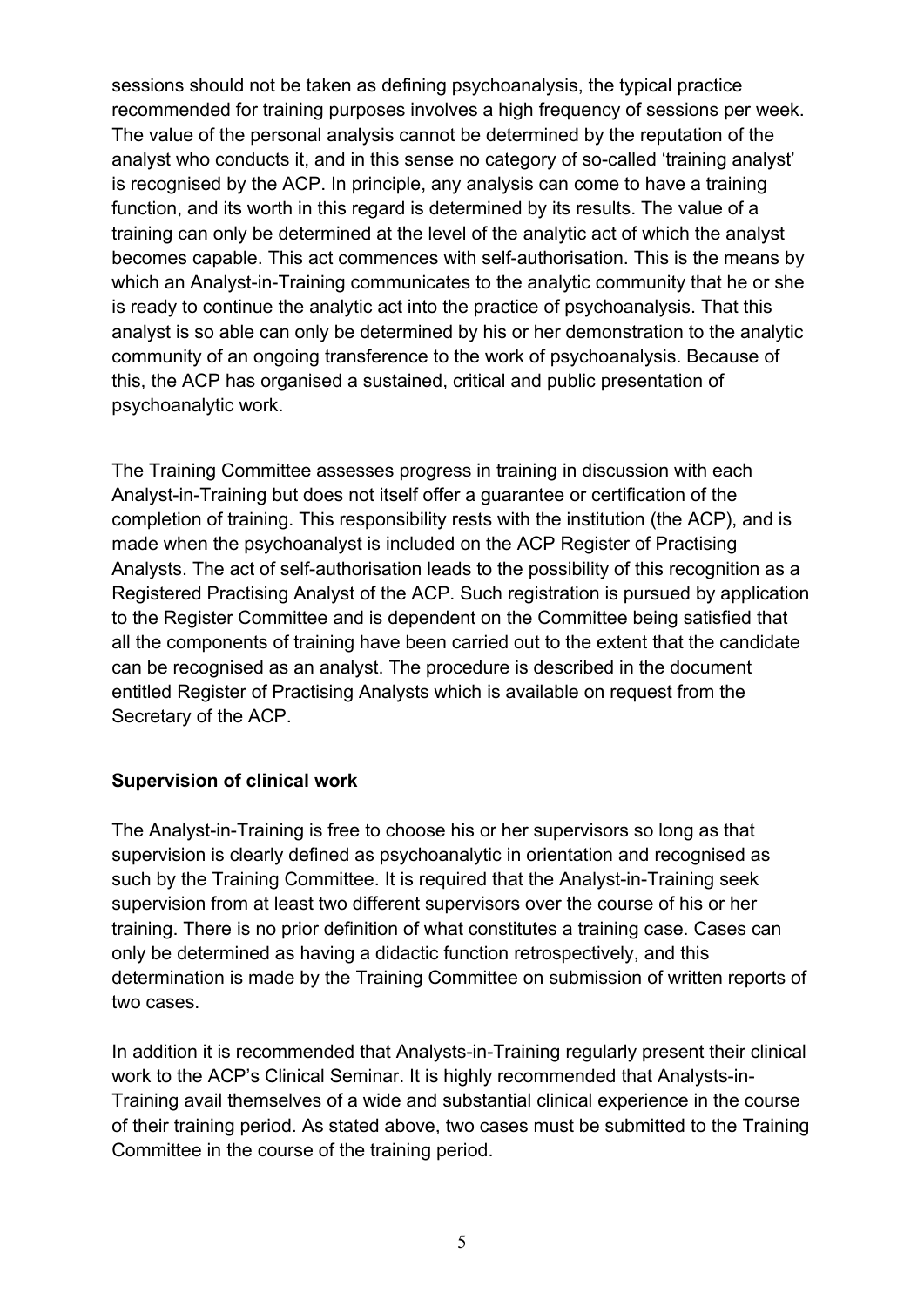sessions should not be taken as defining psychoanalysis, the typical practice recommended for training purposes involves a high frequency of sessions per week. The value of the personal analysis cannot be determined by the reputation of the analyst who conducts it, and in this sense no category of so-called 'training analyst' is recognised by the ACP. In principle, any analysis can come to have a training function, and its worth in this regard is determined by its results. The value of a training can only be determined at the level of the analytic act of which the analyst becomes capable. This act commences with self-authorisation. This is the means by which an Analyst-in-Training communicates to the analytic community that he or she is ready to continue the analytic act into the practice of psychoanalysis. That this analyst is so able can only be determined by his or her demonstration to the analytic community of an ongoing transference to the work of psychoanalysis. Because of this, the ACP has organised a sustained, critical and public presentation of psychoanalytic work.

The Training Committee assesses progress in training in discussion with each Analyst-in-Training but does not itself offer a guarantee or certification of the completion of training. This responsibility rests with the institution (the ACP), and is made when the psychoanalyst is included on the ACP Register of Practising Analysts. The act of self-authorisation leads to the possibility of this recognition as a Registered Practising Analyst of the ACP. Such registration is pursued by application to the Register Committee and is dependent on the Committee being satisfied that all the components of training have been carried out to the extent that the candidate can be recognised as an analyst. The procedure is described in the document entitled Register of Practising Analysts which is available on request from the Secretary of the ACP.

**Supervision of clinical work**

The Analyst-in-Training is free to choose his or her supervisors so long as that supervision is clearly defined as psychoanalytic in orientation and recognised as such by the Training Committee. It is required that the Analyst-in-Training seek supervision from at least two different supervisors over the course of his or her training. There is no prior definition of what constitutes a training case. Cases can only be determined as having a didactic function retrospectively, and this determination is made by the Training Committee on submission of written reports of two cases.

In addition it is recommended that Analysts-in-Training regularly present their clinical work to the ACP's Clinical Seminar. It is highly recommended that Analysts-in-Training avail themselves of a wide and substantial clinical experience in the course of their training period. As stated above, two cases must be submitted to the Training Committee in the course of the training period.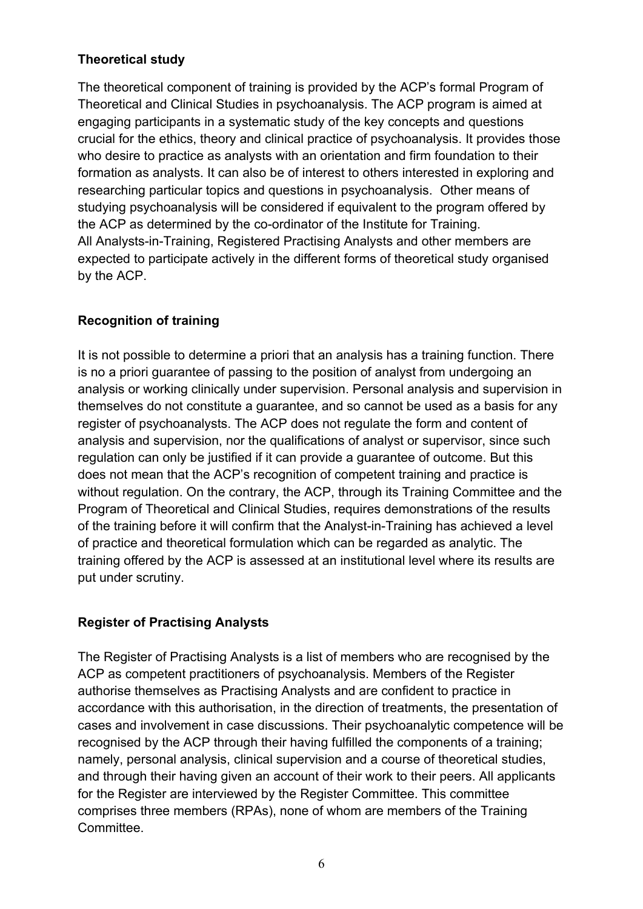**Theoretical study**

The theoretical component of training is provided by the ACP's formal Program of Theoretical and Clinical Studies in psychoanalysis. The ACP program is aimed at engaging participants in a systematic study of the key concepts and questions crucial for the ethics, theory and clinical practice of psychoanalysis. It provides those who desire to practice as analysts with an orientation and firm foundation to their formation as analysts. It can also be of interest to others interested in exploring and researching particular topics and questions in psychoanalysis. Other means of studying psychoanalysis will be considered if equivalent to the program offered by the ACP as determined by the co-ordinator of the Institute for Training.
All Analysts-in-Training, Registered Practising Analysts and other members are expected to participate actively in the different forms of theoretical study organised by the ACP.

**Recognition of training**

It is not possible to determine a priori that an analysis has a training function. There is no a priori guarantee of passing to the position of analyst from undergoing an analysis or working clinically under supervision. Personal analysis and supervision in themselves do not constitute a guarantee, and so cannot be used as a basis for any register of psychoanalysts. The ACP does not regulate the form and content of analysis and supervision, nor the qualifications of analyst or supervisor, since such regulation can only be justified if it can provide a guarantee of outcome. But this does not mean that the ACP's recognition of competent training and practice is without regulation. On the contrary, the ACP, through its Training Committee and the Program of Theoretical and Clinical Studies, requires demonstrations of the results of the training before it will confirm that the Analyst-in-Training has achieved a level of practice and theoretical formulation which can be regarded as analytic. The training offered by the ACP is assessed at an institutional level where its results are put under scrutiny.

**Register of Practising Analysts**

The Register of Practising Analysts is a list of members who are recognised by the ACP as competent practitioners of psychoanalysis. Members of the Register authorise themselves as Practising Analysts and are confident to practice in accordance with this authorisation, in the direction of treatments, the presentation of cases and involvement in case discussions. Their psychoanalytic competence will be recognised by the ACP through their having fulfilled the components of a training; namely, personal analysis, clinical supervision and a course of theoretical studies, and through their having given an account of their work to their peers. All applicants for the Register are interviewed by the Register Committee. This committee comprises three members (RPAs), none of whom are members of the Training Committee.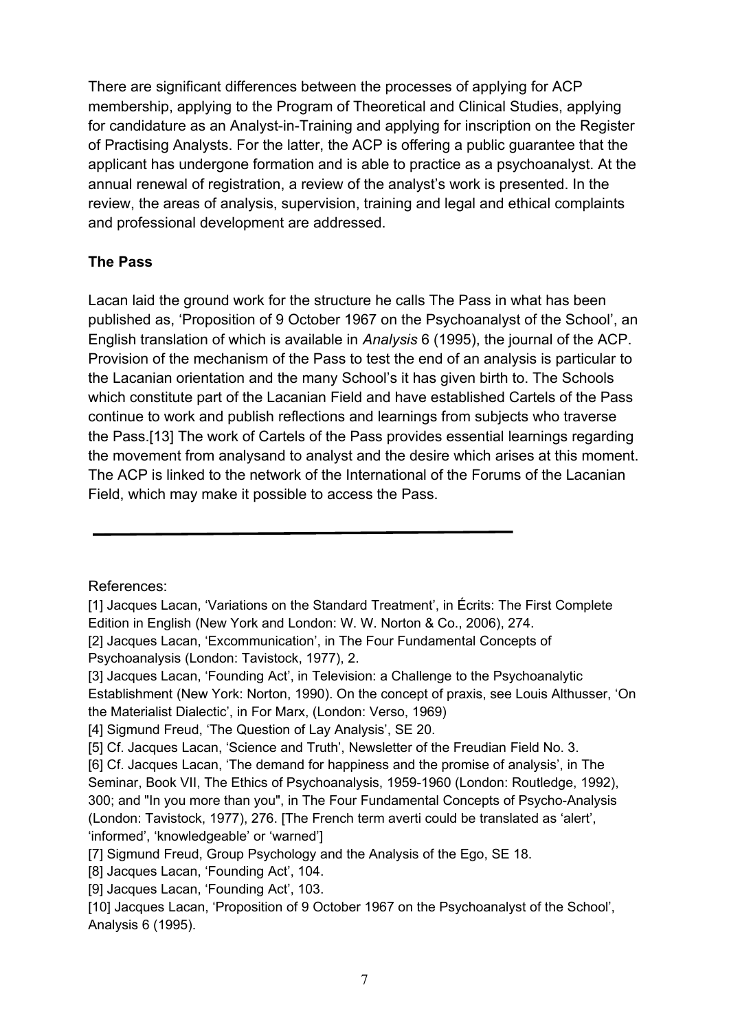There are significant differences between the processes of applying for ACP membership, applying to the Program of Theoretical and Clinical Studies, applying for candidature as an Analyst-in-Training and applying for inscription on the Register of Practising Analysts. For the latter, the ACP is offering a public guarantee that the applicant has undergone formation and is able to practice as a psychoanalyst. At the annual renewal of registration, a review of the analyst's work is presented. In the review, the areas of analysis, supervision, training and legal and ethical complaints and professional development are addressed.

**The Pass**

Lacan laid the ground work for the structure he calls The Pass in what has been published as, 'Proposition of 9 October 1967 on the Psychoanalyst of the School', an English translation of which is available in *Analysis* 6 (1995), the journal of the ACP. Provision of the mechanism of the Pass to test the end of an analysis is particular to the Lacanian orientation and the many School's it has given birth to. The Schools which constitute part of the Lacanian Field and have established Cartels of the Pass continue to work and publish reflections and learnings from subjects who traverse the Pass.[13] The work of Cartels of the Pass provides essential learnings regarding the movement from analysand to analyst and the desire which arises at this moment. The ACP is linked to the network of the International of the Forums of the Lacanian Field, which may make it possible to access the Pass.

---

References:

[1] Jacques Lacan, 'Variations on the Standard Treatment', in Écrits: The First Complete Edition in English (New York and London: W. W. Norton & Co., 2006), 274.

[2] Jacques Lacan, 'Excommunication', in The Four Fundamental Concepts of Psychoanalysis (London: Tavistock, 1977), 2.

[3] Jacques Lacan, 'Founding Act', in Television: a Challenge to the Psychoanalytic Establishment (New York: Norton, 1990). On the concept of praxis, see Louis Althusser, 'On the Materialist Dialectic', in For Marx, (London: Verso, 1969)

[4] Sigmund Freud, 'The Question of Lay Analysis', SE 20.

[5] Cf. Jacques Lacan, 'Science and Truth', Newsletter of the Freudian Field No. 3.

[6] Cf. Jacques Lacan, 'The demand for happiness and the promise of analysis', in The Seminar, Book VII, The Ethics of Psychoanalysis, 1959-1960 (London: Routledge, 1992), 300; and "In you more than you", in The Four Fundamental Concepts of Psycho-Analysis (London: Tavistock, 1977), 276. [The French term averti could be translated as 'alert', 'informed', 'knowledgeable' or 'warned']

[7] Sigmund Freud, Group Psychology and the Analysis of the Ego, SE 18.

[8] Jacques Lacan, 'Founding Act', 104.

[9] Jacques Lacan, 'Founding Act', 103.

[10] Jacques Lacan, 'Proposition of 9 October 1967 on the Psychoanalyst of the School', Analysis 6 (1995).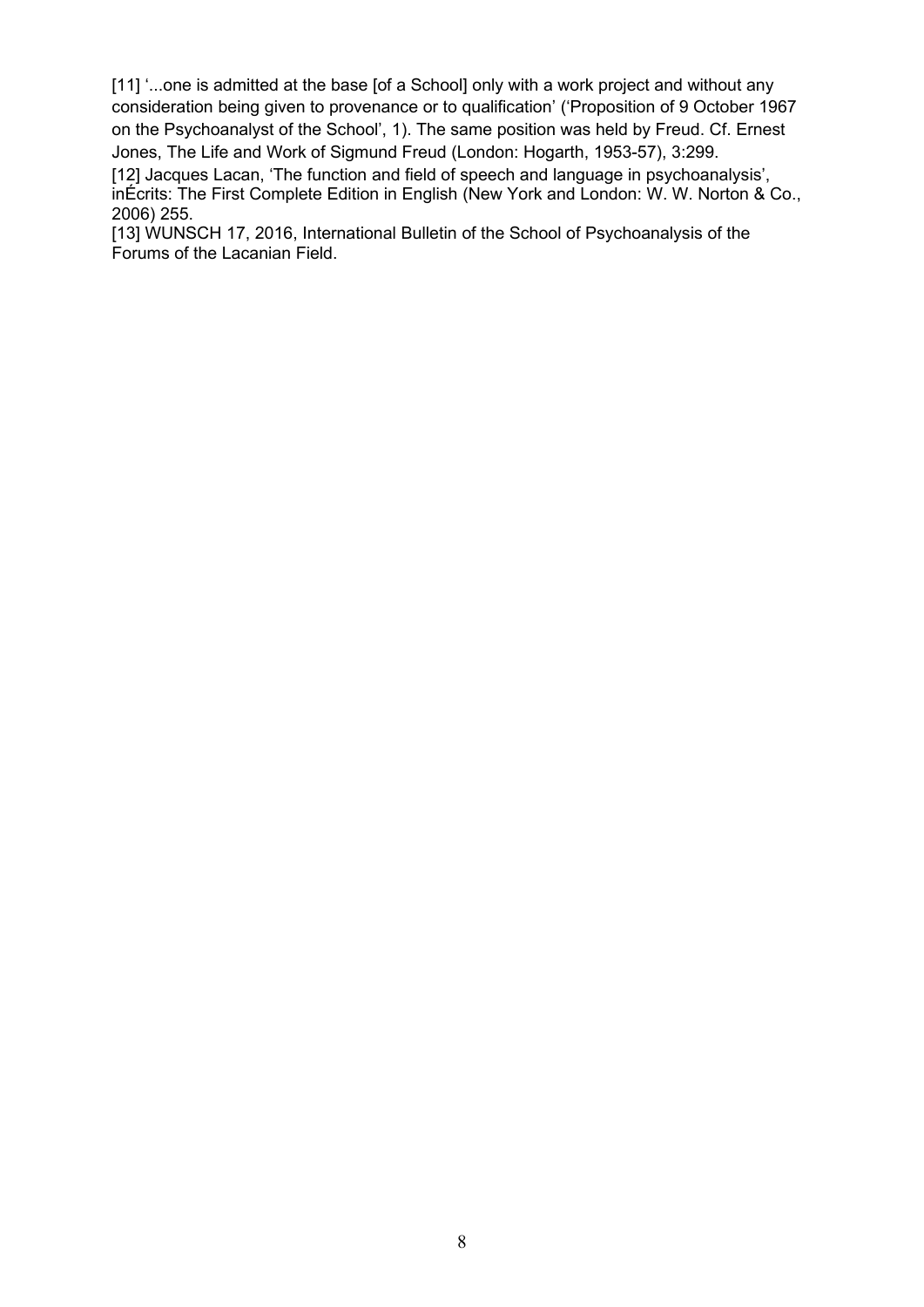[11] '...one is admitted at the base [of a School] only with a work project and without any consideration being given to provenance or to qualification' ('Proposition of 9 October 1967 on the Psychoanalyst of the School', 1). The same position was held by Freud. Cf. Ernest Jones, The Life and Work of Sigmund Freud (London: Hogarth, 1953-57), 3:299.

[12] Jacques Lacan, 'The function and field of speech and language in psychoanalysis', inÉcrits: The First Complete Edition in English (New York and London: W. W. Norton & Co., 2006) 255.

[13] WUNSCH 17, 2016, International Bulletin of the School of Psychoanalysis of the Forums of the Lacanian Field.